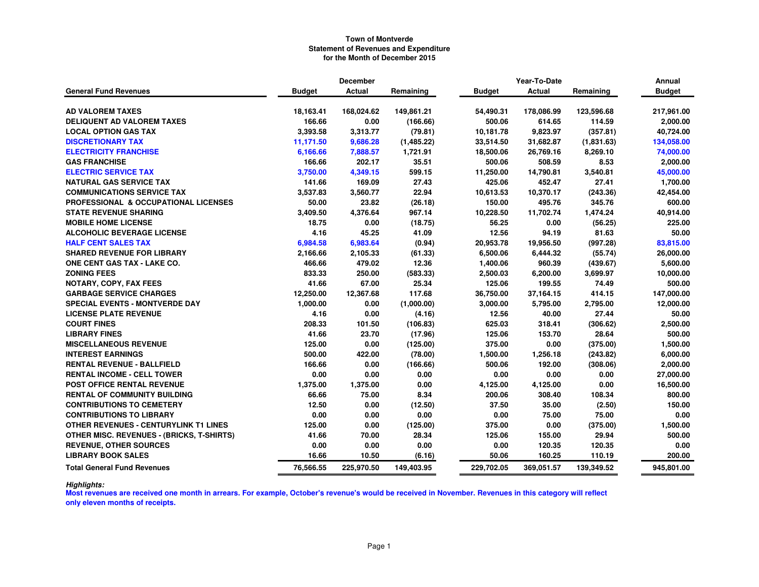**Town of Montverde**
**Statement of Revenues and Expenditure**
**for the Month of December 2015**

| General Fund Revenues | December Budget | December Actual | December Remaining | Year-To-Date Budget | Year-To-Date Actual | Year-To-Date Remaining | Annual Budget |
|---|---|---|---|---|---|---|---|
| AD VALOREM TAXES | 18,163.41 | 168,024.62 | 149,861.21 | 54,490.31 | 178,086.99 | 123,596.68 | 217,961.00 |
| DELIQUENT AD VALOREM TAXES | 166.66 | 0.00 | (166.66) | 500.06 | 614.65 | 114.59 | 2,000.00 |
| LOCAL OPTION GAS TAX | 3,393.58 | 3,313.77 | (79.81) | 10,181.78 | 9,823.97 | (357.81) | 40,724.00 |
| DISCRETIONARY TAX | 11,171.50 | 9,686.28 | (1,485.22) | 33,514.50 | 31,682.87 | (1,831.63) | 134,058.00 |
| ELECTRICITY FRANCHISE | 6,166.66 | 7,888.57 | 1,721.91 | 18,500.06 | 26,769.16 | 8,269.10 | 74,000.00 |
| GAS FRANCHISE | 166.66 | 202.17 | 35.51 | 500.06 | 508.59 | 8.53 | 2,000.00 |
| ELECTRIC SERVICE TAX | 3,750.00 | 4,349.15 | 599.15 | 11,250.00 | 14,790.81 | 3,540.81 | 45,000.00 |
| NATURAL GAS SERVICE TAX | 141.66 | 169.09 | 27.43 | 425.06 | 452.47 | 27.41 | 1,700.00 |
| COMMUNICATIONS SERVICE TAX | 3,537.83 | 3,560.77 | 22.94 | 10,613.53 | 10,370.17 | (243.36) | 42,454.00 |
| PROFESSIONAL & OCCUPATIONAL LICENSES | 50.00 | 23.82 | (26.18) | 150.00 | 495.76 | 345.76 | 600.00 |
| STATE REVENUE SHARING | 3,409.50 | 4,376.64 | 967.14 | 10,228.50 | 11,702.74 | 1,474.24 | 40,914.00 |
| MOBILE HOME LICENSE | 18.75 | 0.00 | (18.75) | 56.25 | 0.00 | (56.25) | 225.00 |
| ALCOHOLIC BEVERAGE LICENSE | 4.16 | 45.25 | 41.09 | 12.56 | 94.19 | 81.63 | 50.00 |
| HALF CENT SALES TAX | 6,984.58 | 6,983.64 | (0.94) | 20,953.78 | 19,956.50 | (997.28) | 83,815.00 |
| SHARED REVENUE FOR LIBRARY | 2,166.66 | 2,105.33 | (61.33) | 6,500.06 | 6,444.32 | (55.74) | 26,000.00 |
| ONE CENT GAS TAX - LAKE CO. | 466.66 | 479.02 | 12.36 | 1,400.06 | 960.39 | (439.67) | 5,600.00 |
| ZONING FEES | 833.33 | 250.00 | (583.33) | 2,500.03 | 6,200.00 | 3,699.97 | 10,000.00 |
| NOTARY, COPY, FAX FEES | 41.66 | 67.00 | 25.34 | 125.06 | 199.55 | 74.49 | 500.00 |
| GARBAGE SERVICE CHARGES | 12,250.00 | 12,367.68 | 117.68 | 36,750.00 | 37,164.15 | 414.15 | 147,000.00 |
| SPECIAL EVENTS - MONTVERDE DAY | 1,000.00 | 0.00 | (1,000.00) | 3,000.00 | 5,795.00 | 2,795.00 | 12,000.00 |
| LICENSE PLATE REVENUE | 4.16 | 0.00 | (4.16) | 12.56 | 40.00 | 27.44 | 50.00 |
| COURT FINES | 208.33 | 101.50 | (106.83) | 625.03 | 318.41 | (306.62) | 2,500.00 |
| LIBRARY FINES | 41.66 | 23.70 | (17.96) | 125.06 | 153.70 | 28.64 | 500.00 |
| MISCELLANEOUS REVENUE | 125.00 | 0.00 | (125.00) | 375.00 | 0.00 | (375.00) | 1,500.00 |
| INTEREST EARNINGS | 500.00 | 422.00 | (78.00) | 1,500.00 | 1,256.18 | (243.82) | 6,000.00 |
| RENTAL REVENUE - BALLFIELD | 166.66 | 0.00 | (166.66) | 500.06 | 192.00 | (308.06) | 2,000.00 |
| RENTAL INCOME - CELL TOWER | 0.00 | 0.00 | 0.00 | 0.00 | 0.00 | 0.00 | 27,000.00 |
| POST OFFICE RENTAL REVENUE | 1,375.00 | 1,375.00 | 0.00 | 4,125.00 | 4,125.00 | 0.00 | 16,500.00 |
| RENTAL OF COMMUNITY BUILDING | 66.66 | 75.00 | 8.34 | 200.06 | 308.40 | 108.34 | 800.00 |
| CONTRIBUTIONS TO CEMETERY | 12.50 | 0.00 | (12.50) | 37.50 | 35.00 | (2.50) | 150.00 |
| CONTRIBUTIONS TO LIBRARY | 0.00 | 0.00 | 0.00 | 0.00 | 75.00 | 75.00 | 0.00 |
| OTHER REVENUES - CENTURYLINK T1 LINES | 125.00 | 0.00 | (125.00) | 375.00 | 0.00 | (375.00) | 1,500.00 |
| OTHER MISC. REVENUES - (BRICKS, T-SHIRTS) | 41.66 | 70.00 | 28.34 | 125.06 | 155.00 | 29.94 | 500.00 |
| REVENUE, OTHER SOURCES | 0.00 | 0.00 | 0.00 | 0.00 | 120.35 | 120.35 | 0.00 |
| LIBRARY BOOK SALES | 16.66 | 10.50 | (6.16) | 50.06 | 160.25 | 110.19 | 200.00 |
| **Total General Fund Revenues** | **76,566.55** | **225,970.50** | **149,403.95** | **229,702.05** | **369,051.57** | **139,349.52** | **945,801.00** |

***Highlights:***

**Most revenues are received one month in arrears. For example, October's revenue's would be received in November. Revenues in this category will reflect only eleven months of receipts.**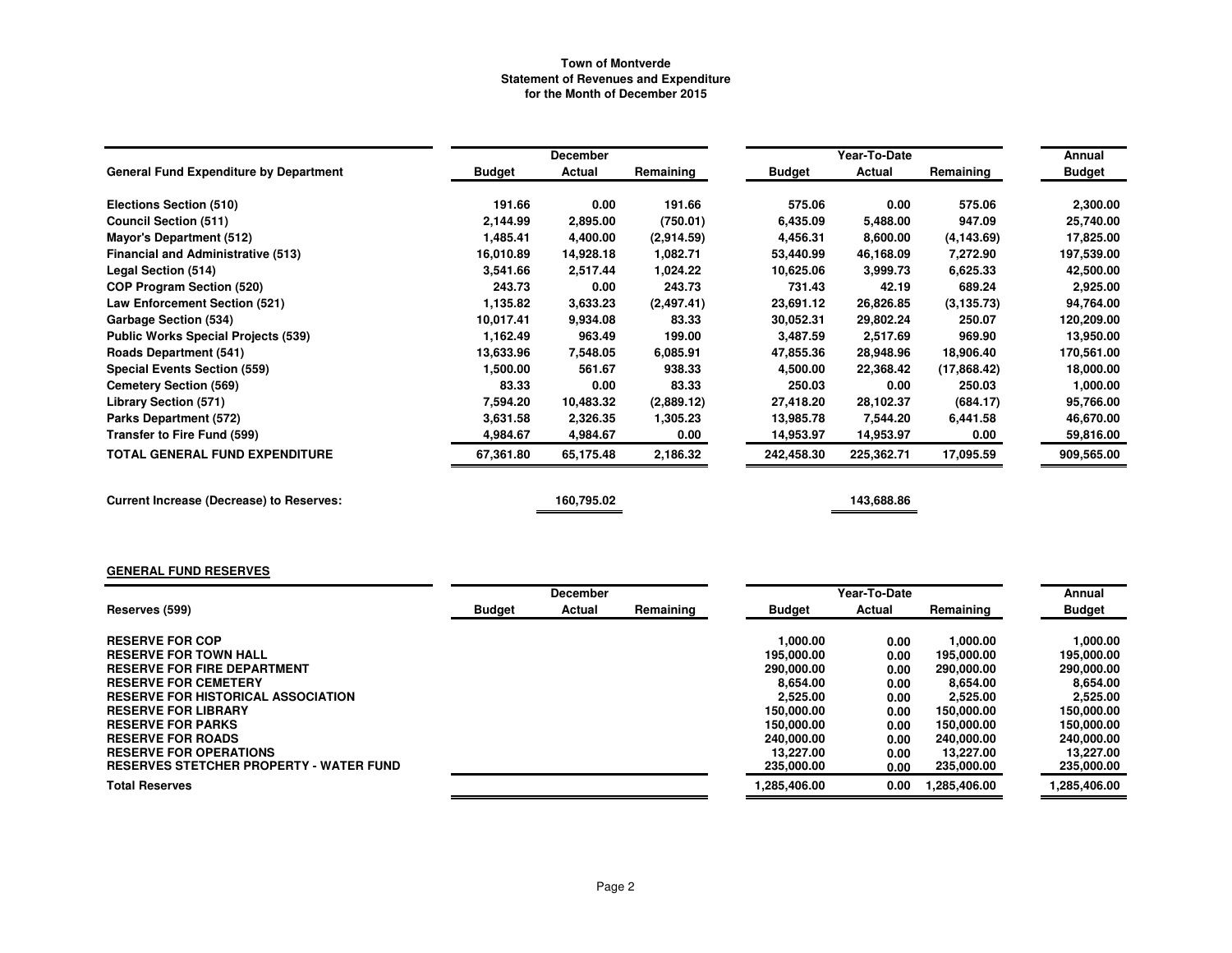# Town of Montverde
## Statement of Revenues and Expenditure
### for the Month of December 2015

| General Fund Expenditure by Department | December | | | Year-To-Date | | | Annual |
|---|---|---|---|---|---|---|---|
| | Budget | Actual | Remaining | Budget | Actual | Remaining | Budget |
| **Elections Section (510)** | 191.66 | 0.00 | 191.66 | 575.06 | 0.00 | 575.06 | 2,300.00 |
| **Council Section (511)** | 2,144.99 | 2,895.00 | (750.01) | 6,435.09 | 5,488.00 | 947.09 | 25,740.00 |
| **Mayor's Department (512)** | 1,485.41 | 4,400.00 | (2,914.59) | 4,456.31 | 8,600.00 | (4,143.69) | 17,825.00 |
| **Financial and Administrative (513)** | 16,010.89 | 14,928.18 | 1,082.71 | 53,440.99 | 46,168.09 | 7,272.90 | 197,539.00 |
| **Legal Section (514)** | 3,541.66 | 2,517.44 | 1,024.22 | 10,625.06 | 3,999.73 | 6,625.33 | 42,500.00 |
| **COP Program Section (520)** | 243.73 | 0.00 | 243.73 | 731.43 | 42.19 | 689.24 | 2,925.00 |
| **Law Enforcement Section (521)** | 1,135.82 | 3,633.23 | (2,497.41) | 23,691.12 | 26,826.85 | (3,135.73) | 94,764.00 |
| **Garbage Section (534)** | 10,017.41 | 9,934.08 | 83.33 | 30,052.31 | 29,802.24 | 250.07 | 120,209.00 |
| **Public Works Special Projects (539)** | 1,162.49 | 963.49 | 199.00 | 3,487.59 | 2,517.69 | 969.90 | 13,950.00 |
| **Roads Department (541)** | 13,633.96 | 7,548.05 | 6,085.91 | 47,855.36 | 28,948.96 | 18,906.40 | 170,561.00 |
| **Special Events Section (559)** | 1,500.00 | 561.67 | 938.33 | 4,500.00 | 22,368.42 | (17,868.42) | 18,000.00 |
| **Cemetery Section (569)** | 83.33 | 0.00 | 83.33 | 250.03 | 0.00 | 250.03 | 1,000.00 |
| **Library Section (571)** | 7,594.20 | 10,483.32 | (2,889.12) | 27,418.20 | 28,102.37 | (684.17) | 95,766.00 |
| **Parks Department (572)** | 3,631.58 | 2,326.35 | 1,305.23 | 13,985.78 | 7,544.20 | 6,441.58 | 46,670.00 |
| **Transfer to Fire Fund (599)** | 4,984.67 | 4,984.67 | 0.00 | 14,953.97 | 14,953.97 | 0.00 | 59,816.00 |
| **TOTAL GENERAL FUND EXPENDITURE** | 67,361.80 | 65,175.48 | 2,186.32 | 242,458.30 | 225,362.71 | 17,095.59 | 909,565.00 |
| | | | | | | | |
| **Current Increase (Decrease) to Reserves:** | | 160,795.02 | | | 143,688.86 | | |

**GENERAL FUND RESERVES**

| Reserves (599) | December | | | Year-To-Date | | | Annual |
|---|---|---|---|---|---|---|---|
| | Budget | Actual | Remaining | Budget | Actual | Remaining | Budget |
| **RESERVE FOR COP** | | | | 1,000.00 | 0.00 | 1,000.00 | 1,000.00 |
| **RESERVE FOR TOWN HALL** | | | | 195,000.00 | 0.00 | 195,000.00 | 195,000.00 |
| **RESERVE FOR FIRE DEPARTMENT** | | | | 290,000.00 | 0.00 | 290,000.00 | 290,000.00 |
| **RESERVE FOR CEMETERY** | | | | 8,654.00 | 0.00 | 8,654.00 | 8,654.00 |
| **RESERVE FOR HISTORICAL ASSOCIATION** | | | | 2,525.00 | 0.00 | 2,525.00 | 2,525.00 |
| **RESERVE FOR LIBRARY** | | | | 150,000.00 | 0.00 | 150,000.00 | 150,000.00 |
| **RESERVE FOR PARKS** | | | | 150,000.00 | 0.00 | 150,000.00 | 150,000.00 |
| **RESERVE FOR ROADS** | | | | 240,000.00 | 0.00 | 240,000.00 | 240,000.00 |
| **RESERVE FOR OPERATIONS** | | | | 13,227.00 | 0.00 | 13,227.00 | 13,227.00 |
| **RESERVES STETCHER PROPERTY - WATER FUND** | | | | 235,000.00 | 0.00 | 235,000.00 | 235,000.00 |
| **Total Reserves** | | | | 1,285,406.00 | 0.00 | 1,285,406.00 | 1,285,406.00 |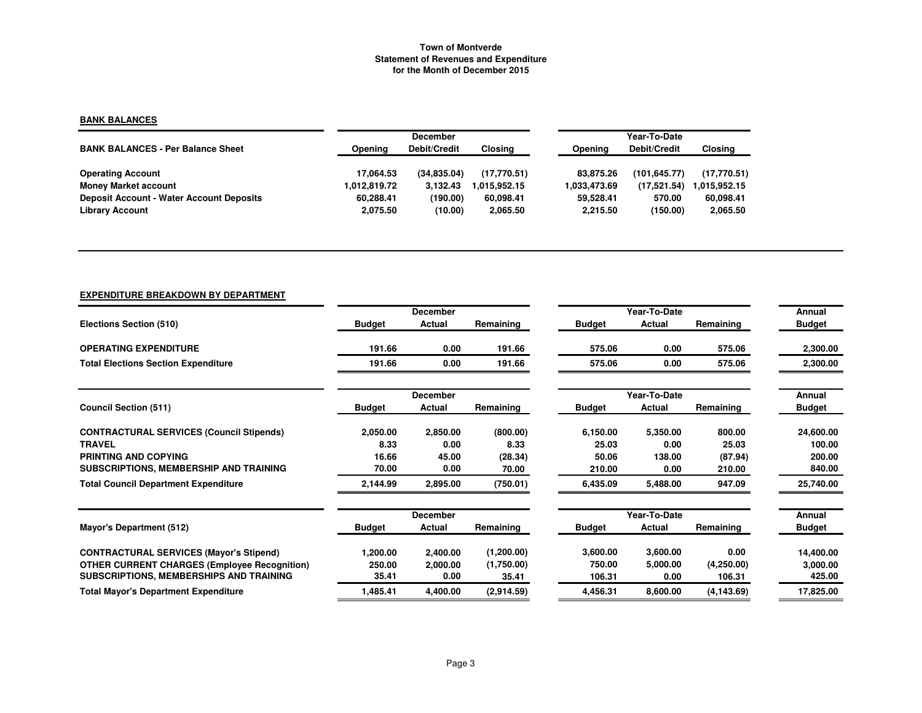# Town of Montverde
## Statement of Revenues and Expenditure
### for the Month of December 2015

**BANK BALANCES**

| BANK BALANCES - Per Balance Sheet | December Opening | December Debit/Credit | December Closing | Year-To-Date Opening | Year-To-Date Debit/Credit | Year-To-Date Closing |
|---|---|---|---|---|---|---|
| **Operating Account** | 17,064.53 | (34,835.04) | (17,770.51) | 83,875.26 | (101,645.77) | (17,770.51) |
| **Money Market account** | 1,012,819.72 | 3,132.43 | 1,015,952.15 | 1,033,473.69 | (17,521.54) | 1,015,952.15 |
| **Deposit Account - Water Account Deposits** | 60,288.41 | (190.00) | 60,098.41 | 59,528.41 | 570.00 | 60,098.41 |
| **Library Account** | 2,075.50 | (10.00) | 2,065.50 | 2,215.50 | (150.00) | 2,065.50 |

**EXPENDITURE BREAKDOWN BY DEPARTMENT**

| Elections Section (510) | December Budget | December Actual | December Remaining | Year-To-Date Budget | Year-To-Date Actual | Year-To-Date Remaining | Annual Budget |
|---|---|---|---|---|---|---|---|
| **OPERATING EXPENDITURE** | 191.66 | 0.00 | 191.66 | 575.06 | 0.00 | 575.06 | 2,300.00 |
| **Total Elections Section Expenditure** | 191.66 | 0.00 | 191.66 | 575.06 | 0.00 | 575.06 | 2,300.00 |

| Council Section (511) | December Budget | December Actual | December Remaining | Year-To-Date Budget | Year-To-Date Actual | Year-To-Date Remaining | Annual Budget |
|---|---|---|---|---|---|---|---|
| **CONTRACTURAL SERVICES (Council Stipends)** | 2,050.00 | 2,850.00 | (800.00) | 6,150.00 | 5,350.00 | 800.00 | 24,600.00 |
| **TRAVEL** | 8.33 | 0.00 | 8.33 | 25.03 | 0.00 | 25.03 | 100.00 |
| **PRINTING AND COPYING** | 16.66 | 45.00 | (28.34) | 50.06 | 138.00 | (87.94) | 200.00 |
| **SUBSCRIPTIONS, MEMBERSHIP AND TRAINING** | 70.00 | 0.00 | 70.00 | 210.00 | 0.00 | 210.00 | 840.00 |
| **Total Council Department Expenditure** | 2,144.99 | 2,895.00 | (750.01) | 6,435.09 | 5,488.00 | 947.09 | 25,740.00 |

| Mayor's Department (512) | December Budget | December Actual | December Remaining | Year-To-Date Budget | Year-To-Date Actual | Year-To-Date Remaining | Annual Budget |
|---|---|---|---|---|---|---|---|
| **CONTRACTURAL SERVICES (Mayor's Stipend)** | 1,200.00 | 2,400.00 | (1,200.00) | 3,600.00 | 3,600.00 | 0.00 | 14,400.00 |
| **OTHER CURRENT CHARGES (Employee Recognition)** | 250.00 | 2,000.00 | (1,750.00) | 750.00 | 5,000.00 | (4,250.00) | 3,000.00 |
| **SUBSCRIPTIONS, MEMBERSHIPS AND TRAINING** | 35.41 | 0.00 | 35.41 | 106.31 | 0.00 | 106.31 | 425.00 |
| **Total Mayor's Department Expenditure** | 1,485.41 | 4,400.00 | (2,914.59) | 4,456.31 | 8,600.00 | (4,143.69) | 17,825.00 |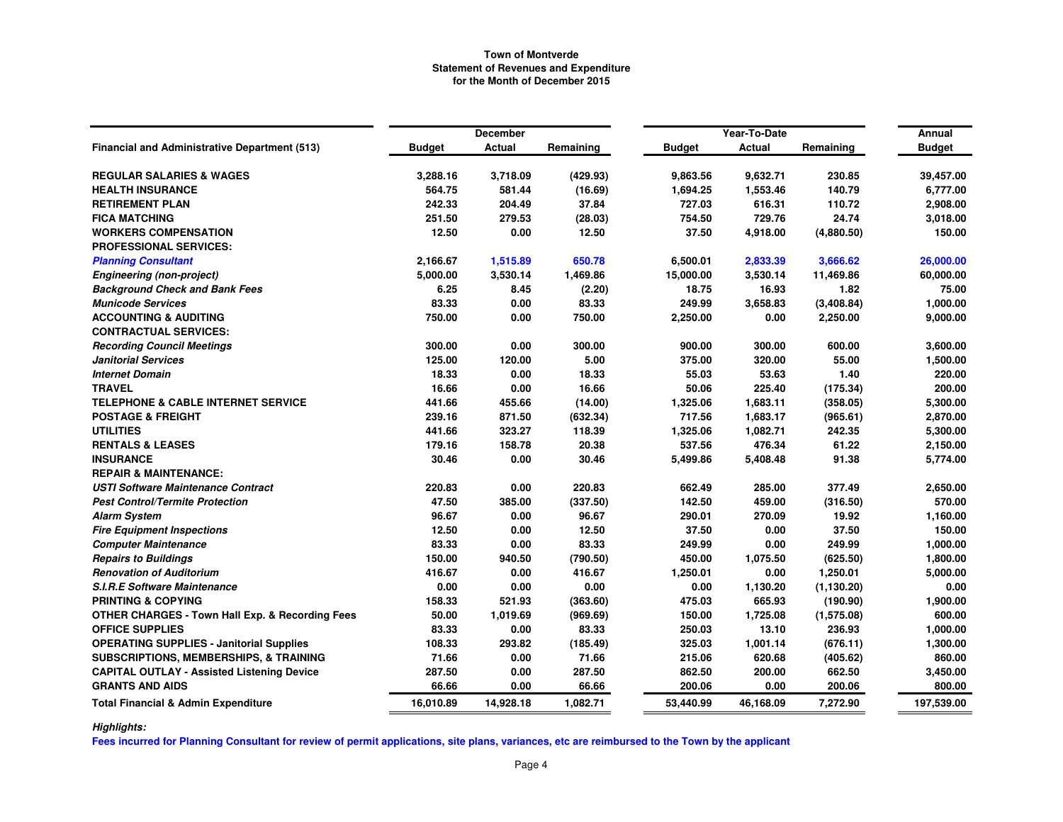**Town of Montverde**
**Statement of Revenues and Expenditure**
**for the Month of December 2015**

| Financial and Administrative Department (513) | December Budget | December Actual | December Remaining | Year-To-Date Budget | Year-To-Date Actual | Year-To-Date Remaining | Annual Budget |
|---|---|---|---|---|---|---|---|
| **REGULAR SALARIES & WAGES** | 3,288.16 | 3,718.09 | (429.93) | 9,863.56 | 9,632.71 | 230.85 | 39,457.00 |
| **HEALTH INSURANCE** | 564.75 | 581.44 | (16.69) | 1,694.25 | 1,553.46 | 140.79 | 6,777.00 |
| **RETIREMENT PLAN** | 242.33 | 204.49 | 37.84 | 727.03 | 616.31 | 110.72 | 2,908.00 |
| **FICA MATCHING** | 251.50 | 279.53 | (28.03) | 754.50 | 729.76 | 24.74 | 3,018.00 |
| **WORKERS COMPENSATION** | 12.50 | 0.00 | 12.50 | 37.50 | 4,918.00 | (4,880.50) | 150.00 |
| **PROFESSIONAL SERVICES:** | | | | | | | |
| ***Planning Consultant*** | 2,166.67 | 1,515.89 | 650.78 | 6,500.01 | 2,833.39 | 3,666.62 | 26,000.00 |
| ***Engineering (non-project)*** | 5,000.00 | 3,530.14 | 1,469.86 | 15,000.00 | 3,530.14 | 11,469.86 | 60,000.00 |
| ***Background Check and Bank Fees*** | 6.25 | 8.45 | (2.20) | 18.75 | 16.93 | 1.82 | 75.00 |
| ***Municode Services*** | 83.33 | 0.00 | 83.33 | 249.99 | 3,658.83 | (3,408.84) | 1,000.00 |
| **ACCOUNTING & AUDITING** | 750.00 | 0.00 | 750.00 | 2,250.00 | 0.00 | 2,250.00 | 9,000.00 |
| **CONTRACTUAL SERVICES:** | | | | | | | |
| ***Recording Council Meetings*** | 300.00 | 0.00 | 300.00 | 900.00 | 300.00 | 600.00 | 3,600.00 |
| ***Janitorial Services*** | 125.00 | 120.00 | 5.00 | 375.00 | 320.00 | 55.00 | 1,500.00 |
| ***Internet Domain*** | 18.33 | 0.00 | 18.33 | 55.03 | 53.63 | 1.40 | 220.00 |
| **TRAVEL** | 16.66 | 0.00 | 16.66 | 50.06 | 225.40 | (175.34) | 200.00 |
| **TELEPHONE & CABLE INTERNET SERVICE** | 441.66 | 455.66 | (14.00) | 1,325.06 | 1,683.11 | (358.05) | 5,300.00 |
| **POSTAGE & FREIGHT** | 239.16 | 871.50 | (632.34) | 717.56 | 1,683.17 | (965.61) | 2,870.00 |
| **UTILITIES** | 441.66 | 323.27 | 118.39 | 1,325.06 | 1,082.71 | 242.35 | 5,300.00 |
| **RENTALS & LEASES** | 179.16 | 158.78 | 20.38 | 537.56 | 476.34 | 61.22 | 2,150.00 |
| **INSURANCE** | 30.46 | 0.00 | 30.46 | 5,499.86 | 5,408.48 | 91.38 | 5,774.00 |
| **REPAIR & MAINTENANCE:** | | | | | | | |
| ***USTI Software Maintenance Contract*** | 220.83 | 0.00 | 220.83 | 662.49 | 285.00 | 377.49 | 2,650.00 |
| ***Pest Control/Termite Protection*** | 47.50 | 385.00 | (337.50) | 142.50 | 459.00 | (316.50) | 570.00 |
| ***Alarm System*** | 96.67 | 0.00 | 96.67 | 290.01 | 270.09 | 19.92 | 1,160.00 |
| ***Fire Equipment Inspections*** | 12.50 | 0.00 | 12.50 | 37.50 | 0.00 | 37.50 | 150.00 |
| ***Computer Maintenance*** | 83.33 | 0.00 | 83.33 | 249.99 | 0.00 | 249.99 | 1,000.00 |
| ***Repairs to Buildings*** | 150.00 | 940.50 | (790.50) | 450.00 | 1,075.50 | (625.50) | 1,800.00 |
| ***Renovation of Auditorium*** | 416.67 | 0.00 | 416.67 | 1,250.01 | 0.00 | 1,250.01 | 5,000.00 |
| ***S.I.R.E Software Maintenance*** | 0.00 | 0.00 | 0.00 | 0.00 | 1,130.20 | (1,130.20) | 0.00 |
| **PRINTING & COPYING** | 158.33 | 521.93 | (363.60) | 475.03 | 665.93 | (190.90) | 1,900.00 |
| **OTHER CHARGES - Town Hall Exp. & Recording Fees** | 50.00 | 1,019.69 | (969.69) | 150.00 | 1,725.08 | (1,575.08) | 600.00 |
| **OFFICE SUPPLIES** | 83.33 | 0.00 | 83.33 | 250.03 | 13.10 | 236.93 | 1,000.00 |
| **OPERATING SUPPLIES - Janitorial Supplies** | 108.33 | 293.82 | (185.49) | 325.03 | 1,001.14 | (676.11) | 1,300.00 |
| **SUBSCRIPTIONS, MEMBERSHIPS, & TRAINING** | 71.66 | 0.00 | 71.66 | 215.06 | 620.68 | (405.62) | 860.00 |
| **CAPITAL OUTLAY - Assisted Listening Device** | 287.50 | 0.00 | 287.50 | 862.50 | 200.00 | 662.50 | 3,450.00 |
| **GRANTS AND AIDS** | 66.66 | 0.00 | 66.66 | 200.06 | 0.00 | 200.06 | 800.00 |
| **Total Financial & Admin Expenditure** | 16,010.89 | 14,928.18 | 1,082.71 | 53,440.99 | 46,168.09 | 7,272.90 | 197,539.00 |

***Highlights:***

**Fees incurred for Planning Consultant for review of permit applications, site plans, variances, etc are reimbursed to the Town by the applicant**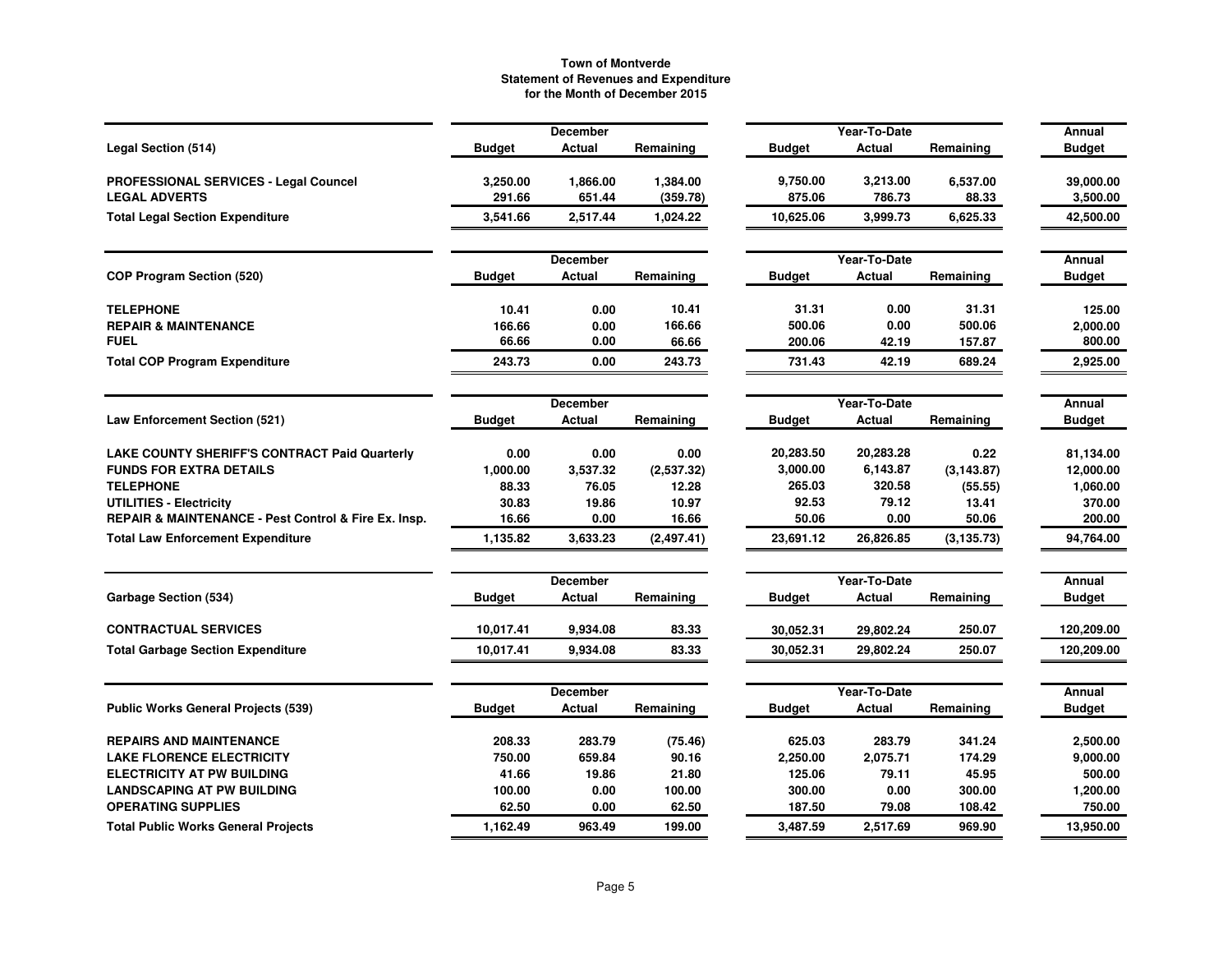**Town of Montverde**
**Statement of Revenues and Expenditure**
**for the Month of December 2015**

| Legal Section (514) | December Budget | December Actual | December Remaining | Year-To-Date Budget | Year-To-Date Actual | Year-To-Date Remaining | Annual Budget |
|---|---|---|---|---|---|---|---|
| PROFESSIONAL SERVICES - Legal Councel | 3,250.00 | 1,866.00 | 1,384.00 | 9,750.00 | 3,213.00 | 6,537.00 | 39,000.00 |
| LEGAL ADVERTS | 291.66 | 651.44 | (359.78) | 875.06 | 786.73 | 88.33 | 3,500.00 |
| Total Legal Section Expenditure | 3,541.66 | 2,517.44 | 1,024.22 | 10,625.06 | 3,999.73 | 6,625.33 | 42,500.00 |

| COP Program Section (520) | December Budget | December Actual | December Remaining | Year-To-Date Budget | Year-To-Date Actual | Year-To-Date Remaining | Annual Budget |
|---|---|---|---|---|---|---|---|
| TELEPHONE | 10.41 | 0.00 | 10.41 | 31.31 | 0.00 | 31.31 | 125.00 |
| REPAIR & MAINTENANCE | 166.66 | 0.00 | 166.66 | 500.06 | 0.00 | 500.06 | 2,000.00 |
| FUEL | 66.66 | 0.00 | 66.66 | 200.06 | 42.19 | 157.87 | 800.00 |
| Total COP Program Expenditure | 243.73 | 0.00 | 243.73 | 731.43 | 42.19 | 689.24 | 2,925.00 |

| Law Enforcement Section (521) | December Budget | December Actual | December Remaining | Year-To-Date Budget | Year-To-Date Actual | Year-To-Date Remaining | Annual Budget |
|---|---|---|---|---|---|---|---|
| LAKE COUNTY SHERIFF'S CONTRACT Paid Quarterly | 0.00 | 0.00 | 0.00 | 20,283.50 | 20,283.28 | 0.22 | 81,134.00 |
| FUNDS FOR EXTRA DETAILS | 1,000.00 | 3,537.32 | (2,537.32) | 3,000.00 | 6,143.87 | (3,143.87) | 12,000.00 |
| TELEPHONE | 88.33 | 76.05 | 12.28 | 265.03 | 320.58 | (55.55) | 1,060.00 |
| UTILITIES - Electricity | 30.83 | 19.86 | 10.97 | 92.53 | 79.12 | 13.41 | 370.00 |
| REPAIR & MAINTENANCE - Pest Control & Fire Ex. Insp. | 16.66 | 0.00 | 16.66 | 50.06 | 0.00 | 50.06 | 200.00 |
| Total Law Enforcement Expenditure | 1,135.82 | 3,633.23 | (2,497.41) | 23,691.12 | 26,826.85 | (3,135.73) | 94,764.00 |

| Garbage Section (534) | December Budget | December Actual | December Remaining | Year-To-Date Budget | Year-To-Date Actual | Year-To-Date Remaining | Annual Budget |
|---|---|---|---|---|---|---|---|
| CONTRACTUAL SERVICES | 10,017.41 | 9,934.08 | 83.33 | 30,052.31 | 29,802.24 | 250.07 | 120,209.00 |
| Total Garbage Section Expenditure | 10,017.41 | 9,934.08 | 83.33 | 30,052.31 | 29,802.24 | 250.07 | 120,209.00 |

| Public Works General Projects (539) | December Budget | December Actual | December Remaining | Year-To-Date Budget | Year-To-Date Actual | Year-To-Date Remaining | Annual Budget |
|---|---|---|---|---|---|---|---|
| REPAIRS AND MAINTENANCE | 208.33 | 283.79 | (75.46) | 625.03 | 283.79 | 341.24 | 2,500.00 |
| LAKE FLORENCE ELECTRICITY | 750.00 | 659.84 | 90.16 | 2,250.00 | 2,075.71 | 174.29 | 9,000.00 |
| ELECTRICITY AT PW BUILDING | 41.66 | 19.86 | 21.80 | 125.06 | 79.11 | 45.95 | 500.00 |
| LANDSCAPING AT PW BUILDING | 100.00 | 0.00 | 100.00 | 300.00 | 0.00 | 300.00 | 1,200.00 |
| OPERATING SUPPLIES | 62.50 | 0.00 | 62.50 | 187.50 | 79.08 | 108.42 | 750.00 |
| Total Public Works General Projects | 1,162.49 | 963.49 | 199.00 | 3,487.59 | 2,517.69 | 969.90 | 13,950.00 |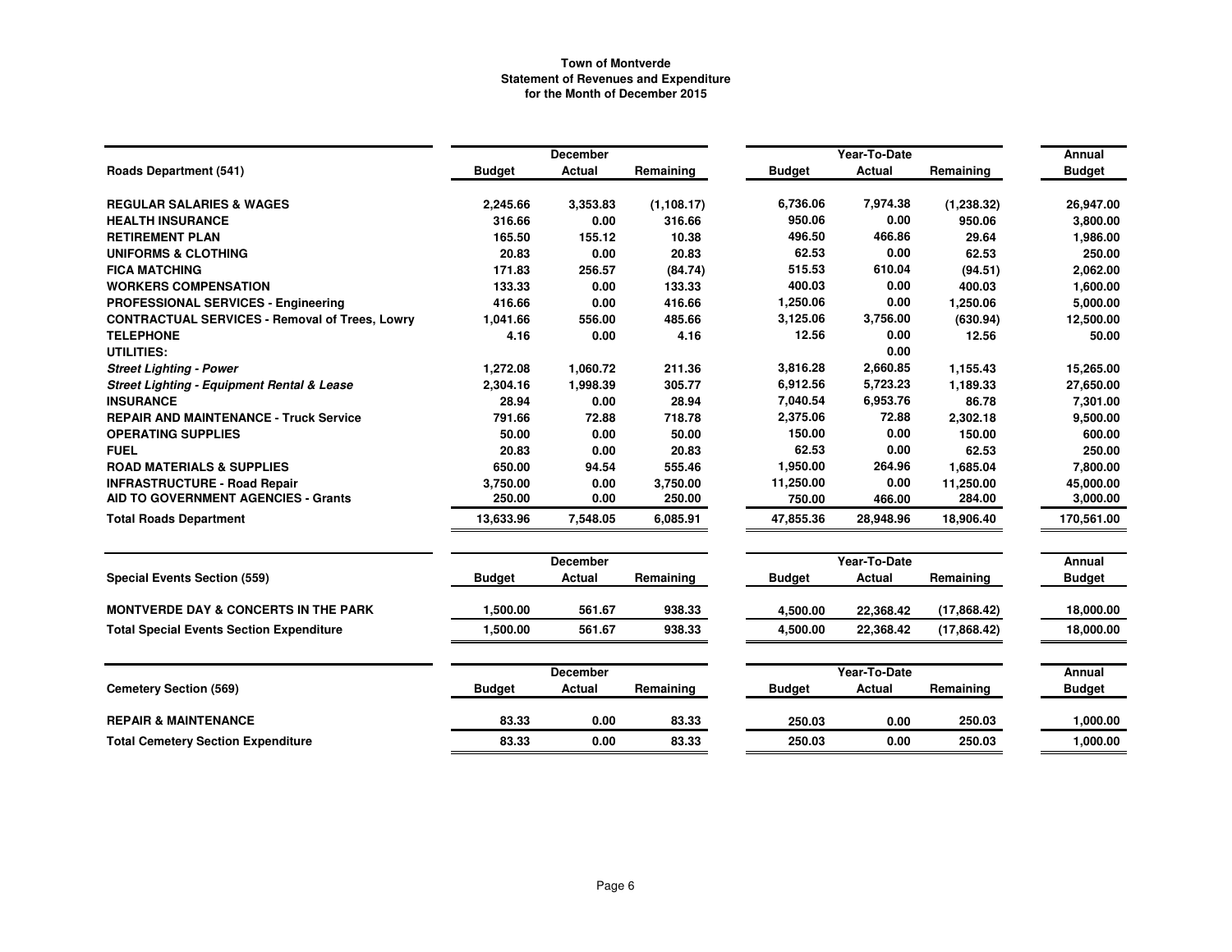**Town of Montverde**
**Statement of Revenues and Expenditure**
**for the Month of December 2015**

| Roads Department (541) | December | | | Year-To-Date | | | Annual |
|---|---|---|---|---|---|---|---|
| | Budget | Actual | Remaining | Budget | Actual | Remaining | Budget |
| **REGULAR SALARIES & WAGES** | 2,245.66 | 3,353.83 | (1,108.17) | 6,736.06 | 7,974.38 | (1,238.32) | 26,947.00 |
| **HEALTH INSURANCE** | 316.66 | 0.00 | 316.66 | 950.06 | 0.00 | 950.06 | 3,800.00 |
| **RETIREMENT PLAN** | 165.50 | 155.12 | 10.38 | 496.50 | 466.86 | 29.64 | 1,986.00 |
| **UNIFORMS & CLOTHING** | 20.83 | 0.00 | 20.83 | 62.53 | 0.00 | 62.53 | 250.00 |
| **FICA MATCHING** | 171.83 | 256.57 | (84.74) | 515.53 | 610.04 | (94.51) | 2,062.00 |
| **WORKERS COMPENSATION** | 133.33 | 0.00 | 133.33 | 400.03 | 0.00 | 400.03 | 1,600.00 |
| **PROFESSIONAL SERVICES - Engineering** | 416.66 | 0.00 | 416.66 | 1,250.06 | 0.00 | 1,250.06 | 5,000.00 |
| **CONTRACTUAL SERVICES - Removal of Trees, Lowry** | 1,041.66 | 556.00 | 485.66 | 3,125.06 | 3,756.00 | (630.94) | 12,500.00 |
| **TELEPHONE** | 4.16 | 0.00 | 4.16 | 12.56 | 0.00 | 12.56 | 50.00 |
| **UTILITIES:** | | | | | 0.00 | | |
| ***Street Lighting - Power*** | 1,272.08 | 1,060.72 | 211.36 | 3,816.28 | 2,660.85 | 1,155.43 | 15,265.00 |
| ***Street Lighting - Equipment Rental & Lease*** | 2,304.16 | 1,998.39 | 305.77 | 6,912.56 | 5,723.23 | 1,189.33 | 27,650.00 |
| **INSURANCE** | 28.94 | 0.00 | 28.94 | 7,040.54 | 6,953.76 | 86.78 | 7,301.00 |
| **REPAIR AND MAINTENANCE - Truck Service** | 791.66 | 72.88 | 718.78 | 2,375.06 | 72.88 | 2,302.18 | 9,500.00 |
| **OPERATING SUPPLIES** | 50.00 | 0.00 | 50.00 | 150.00 | 0.00 | 150.00 | 600.00 |
| **FUEL** | 20.83 | 0.00 | 20.83 | 62.53 | 0.00 | 62.53 | 250.00 |
| **ROAD MATERIALS & SUPPLIES** | 650.00 | 94.54 | 555.46 | 1,950.00 | 264.96 | 1,685.04 | 7,800.00 |
| **INFRASTRUCTURE - Road Repair** | 3,750.00 | 0.00 | 3,750.00 | 11,250.00 | 0.00 | 11,250.00 | 45,000.00 |
| **AID TO GOVERNMENT AGENCIES - Grants** | 250.00 | 0.00 | 250.00 | 750.00 | 466.00 | 284.00 | 3,000.00 |
| **Total Roads Department** | 13,633.96 | 7,548.05 | 6,085.91 | 47,855.36 | 28,948.96 | 18,906.40 | 170,561.00 |

| Special Events Section (559) | December | | | Year-To-Date | | | Annual |
|---|---|---|---|---|---|---|---|
| | Budget | Actual | Remaining | Budget | Actual | Remaining | Budget |
| **MONTVERDE DAY & CONCERTS IN THE PARK** | 1,500.00 | 561.67 | 938.33 | 4,500.00 | 22,368.42 | (17,868.42) | 18,000.00 |
| **Total Special Events Section Expenditure** | 1,500.00 | 561.67 | 938.33 | 4,500.00 | 22,368.42 | (17,868.42) | 18,000.00 |

| Cemetery Section (569) | December | | | Year-To-Date | | | Annual |
|---|---|---|---|---|---|---|---|
| | Budget | Actual | Remaining | Budget | Actual | Remaining | Budget |
| **REPAIR & MAINTENANCE** | 83.33 | 0.00 | 83.33 | 250.03 | 0.00 | 250.03 | 1,000.00 |
| **Total Cemetery Section Expenditure** | 83.33 | 0.00 | 83.33 | 250.03 | 0.00 | 250.03 | 1,000.00 |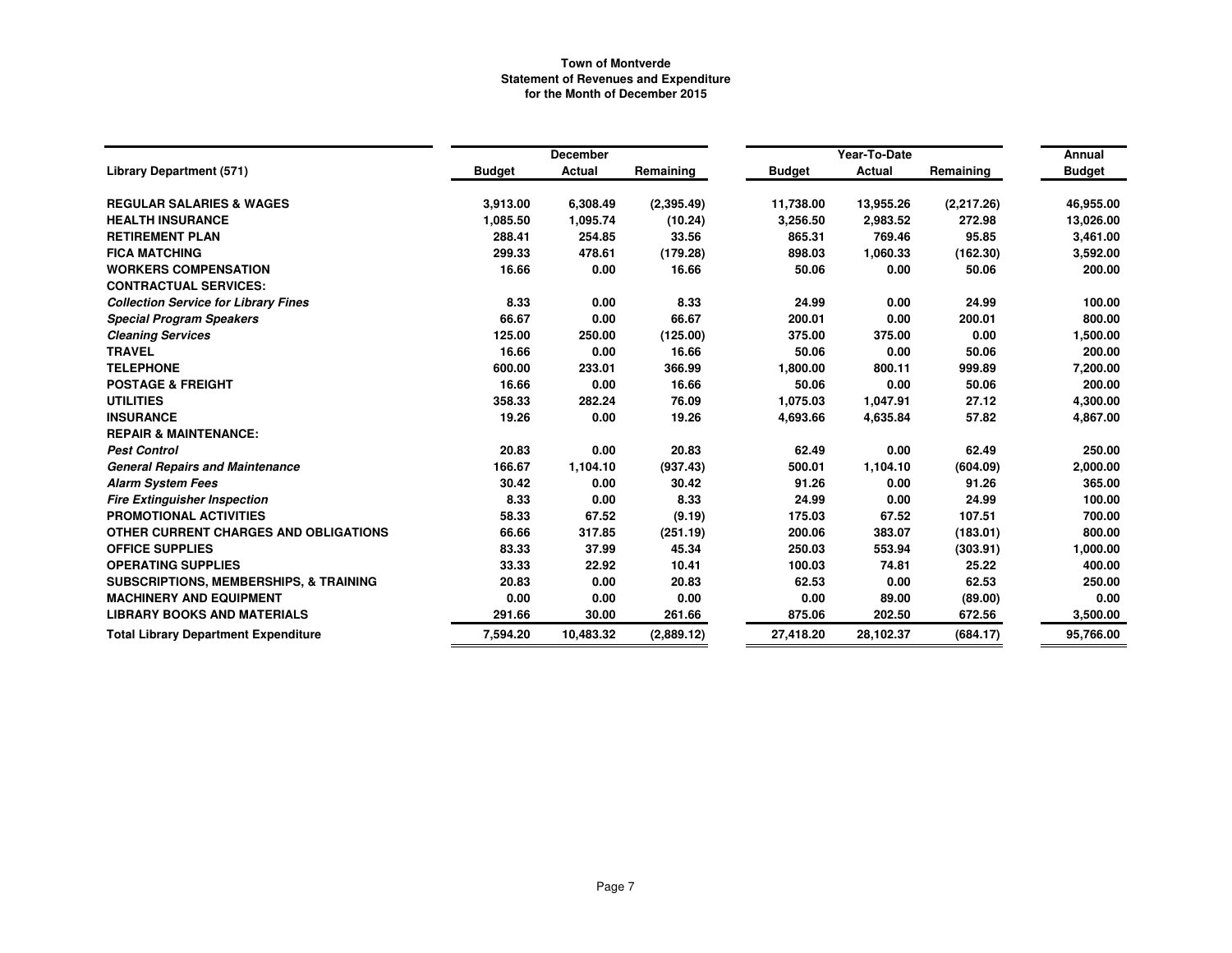**Town of Montverde**
**Statement of Revenues and Expenditure**
**for the Month of December 2015**

| Library Department (571) | December | | | Year-To-Date | | | Annual |
|---|---|---|---|---|---|---|---|
| | Budget | Actual | Remaining | Budget | Actual | Remaining | Budget |
| **REGULAR SALARIES & WAGES** | 3,913.00 | 6,308.49 | (2,395.49) | 11,738.00 | 13,955.26 | (2,217.26) | 46,955.00 |
| **HEALTH INSURANCE** | 1,085.50 | 1,095.74 | (10.24) | 3,256.50 | 2,983.52 | 272.98 | 13,026.00 |
| **RETIREMENT PLAN** | 288.41 | 254.85 | 33.56 | 865.31 | 769.46 | 95.85 | 3,461.00 |
| **FICA MATCHING** | 299.33 | 478.61 | (179.28) | 898.03 | 1,060.33 | (162.30) | 3,592.00 |
| **WORKERS COMPENSATION** | 16.66 | 0.00 | 16.66 | 50.06 | 0.00 | 50.06 | 200.00 |
| **CONTRACTUAL SERVICES:** | | | | | | | |
| ***Collection Service for Library Fines*** | 8.33 | 0.00 | 8.33 | 24.99 | 0.00 | 24.99 | 100.00 |
| ***Special Program Speakers*** | 66.67 | 0.00 | 66.67 | 200.01 | 0.00 | 200.01 | 800.00 |
| ***Cleaning Services*** | 125.00 | 250.00 | (125.00) | 375.00 | 375.00 | 0.00 | 1,500.00 |
| **TRAVEL** | 16.66 | 0.00 | 16.66 | 50.06 | 0.00 | 50.06 | 200.00 |
| **TELEPHONE** | 600.00 | 233.01 | 366.99 | 1,800.00 | 800.11 | 999.89 | 7,200.00 |
| **POSTAGE & FREIGHT** | 16.66 | 0.00 | 16.66 | 50.06 | 0.00 | 50.06 | 200.00 |
| **UTILITIES** | 358.33 | 282.24 | 76.09 | 1,075.03 | 1,047.91 | 27.12 | 4,300.00 |
| **INSURANCE** | 19.26 | 0.00 | 19.26 | 4,693.66 | 4,635.84 | 57.82 | 4,867.00 |
| **REPAIR & MAINTENANCE:** | | | | | | | |
| ***Pest Control*** | 20.83 | 0.00 | 20.83 | 62.49 | 0.00 | 62.49 | 250.00 |
| ***General Repairs and Maintenance*** | 166.67 | 1,104.10 | (937.43) | 500.01 | 1,104.10 | (604.09) | 2,000.00 |
| ***Alarm System Fees*** | 30.42 | 0.00 | 30.42 | 91.26 | 0.00 | 91.26 | 365.00 |
| ***Fire Extinguisher Inspection*** | 8.33 | 0.00 | 8.33 | 24.99 | 0.00 | 24.99 | 100.00 |
| **PROMOTIONAL ACTIVITIES** | 58.33 | 67.52 | (9.19) | 175.03 | 67.52 | 107.51 | 700.00 |
| **OTHER CURRENT CHARGES AND OBLIGATIONS** | 66.66 | 317.85 | (251.19) | 200.06 | 383.07 | (183.01) | 800.00 |
| **OFFICE SUPPLIES** | 83.33 | 37.99 | 45.34 | 250.03 | 553.94 | (303.91) | 1,000.00 |
| **OPERATING SUPPLIES** | 33.33 | 22.92 | 10.41 | 100.03 | 74.81 | 25.22 | 400.00 |
| **SUBSCRIPTIONS, MEMBERSHIPS, & TRAINING** | 20.83 | 0.00 | 20.83 | 62.53 | 0.00 | 62.53 | 250.00 |
| **MACHINERY AND EQUIPMENT** | 0.00 | 0.00 | 0.00 | 0.00 | 89.00 | (89.00) | 0.00 |
| **LIBRARY BOOKS AND MATERIALS** | 291.66 | 30.00 | 261.66 | 875.06 | 202.50 | 672.56 | 3,500.00 |
| **Total Library Department Expenditure** | 7,594.20 | 10,483.32 | (2,889.12) | 27,418.20 | 28,102.37 | (684.17) | 95,766.00 |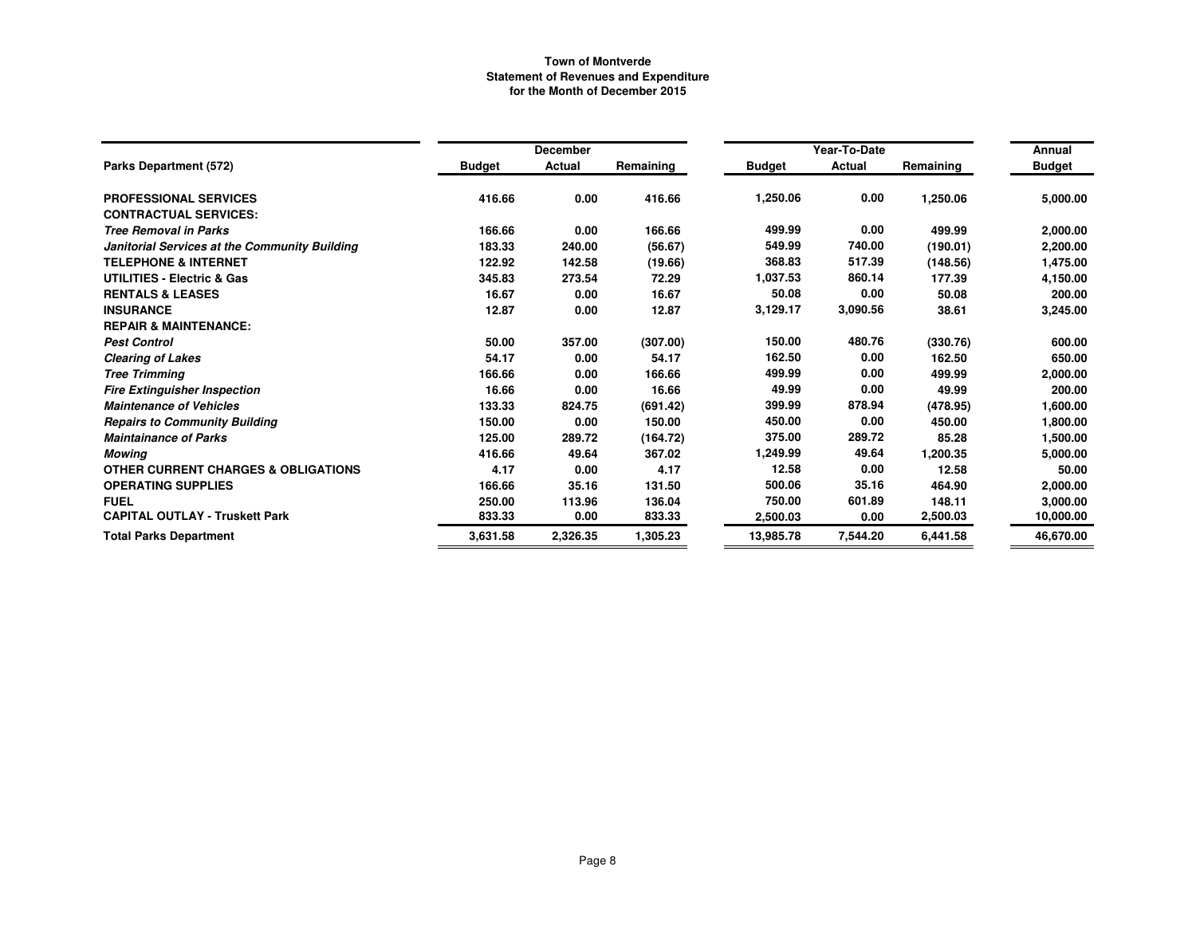**Town of Montverde**
**Statement of Revenues and Expenditure**
**for the Month of December 2015**

| Parks Department (572) | December | | | Year-To-Date | | | Annual |
|---|---|---|---|---|---|---|---|
| | Budget | Actual | Remaining | Budget | Actual | Remaining | Budget |
| **PROFESSIONAL SERVICES** | 416.66 | 0.00 | 416.66 | 1,250.06 | 0.00 | 1,250.06 | 5,000.00 |
| **CONTRACTUAL SERVICES:** | | | | | | | |
| ***Tree Removal in Parks*** | 166.66 | 0.00 | 166.66 | 499.99 | 0.00 | 499.99 | 2,000.00 |
| ***Janitorial Services at the Community Building*** | 183.33 | 240.00 | (56.67) | 549.99 | 740.00 | (190.01) | 2,200.00 |
| **TELEPHONE & INTERNET** | 122.92 | 142.58 | (19.66) | 368.83 | 517.39 | (148.56) | 1,475.00 |
| **UTILITIES - Electric & Gas** | 345.83 | 273.54 | 72.29 | 1,037.53 | 860.14 | 177.39 | 4,150.00 |
| **RENTALS & LEASES** | 16.67 | 0.00 | 16.67 | 50.08 | 0.00 | 50.08 | 200.00 |
| **INSURANCE** | 12.87 | 0.00 | 12.87 | 3,129.17 | 3,090.56 | 38.61 | 3,245.00 |
| **REPAIR & MAINTENANCE:** | | | | | | | |
| ***Pest Control*** | 50.00 | 357.00 | (307.00) | 150.00 | 480.76 | (330.76) | 600.00 |
| ***Clearing of Lakes*** | 54.17 | 0.00 | 54.17 | 162.50 | 0.00 | 162.50 | 650.00 |
| ***Tree Trimming*** | 166.66 | 0.00 | 166.66 | 499.99 | 0.00 | 499.99 | 2,000.00 |
| ***Fire Extinguisher Inspection*** | 16.66 | 0.00 | 16.66 | 49.99 | 0.00 | 49.99 | 200.00 |
| ***Maintenance of Vehicles*** | 133.33 | 824.75 | (691.42) | 399.99 | 878.94 | (478.95) | 1,600.00 |
| ***Repairs to Community Building*** | 150.00 | 0.00 | 150.00 | 450.00 | 0.00 | 450.00 | 1,800.00 |
| ***Maintainance of Parks*** | 125.00 | 289.72 | (164.72) | 375.00 | 289.72 | 85.28 | 1,500.00 |
| ***Mowing*** | 416.66 | 49.64 | 367.02 | 1,249.99 | 49.64 | 1,200.35 | 5,000.00 |
| **OTHER CURRENT CHARGES & OBLIGATIONS** | 4.17 | 0.00 | 4.17 | 12.58 | 0.00 | 12.58 | 50.00 |
| **OPERATING SUPPLIES** | 166.66 | 35.16 | 131.50 | 500.06 | 35.16 | 464.90 | 2,000.00 |
| **FUEL** | 250.00 | 113.96 | 136.04 | 750.00 | 601.89 | 148.11 | 3,000.00 |
| **CAPITAL OUTLAY - Truskett Park** | 833.33 | 0.00 | 833.33 | 2,500.03 | 0.00 | 2,500.03 | 10,000.00 |
| **Total Parks Department** | 3,631.58 | 2,326.35 | 1,305.23 | 13,985.78 | 7,544.20 | 6,441.58 | 46,670.00 |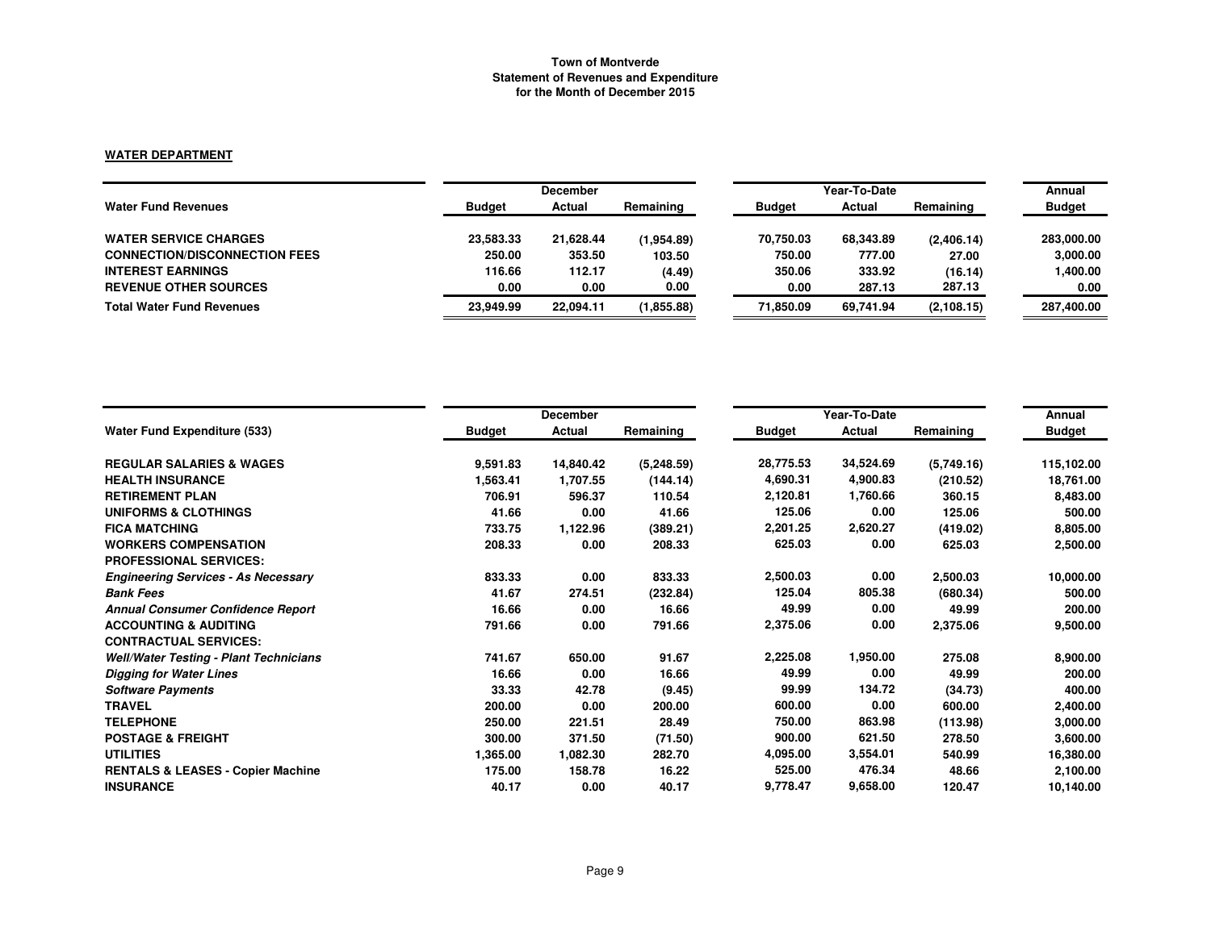# Town of Montverde
## Statement of Revenues and Expenditure
### for the Month of December 2015

**WATER DEPARTMENT**

| Water Fund Revenues | December Budget | December Actual | December Remaining | Year-To-Date Budget | Year-To-Date Actual | Year-To-Date Remaining | Annual Budget |
|---|---|---|---|---|---|---|---|
| **WATER SERVICE CHARGES** | 23,583.33 | 21,628.44 | (1,954.89) | 70,750.03 | 68,343.89 | (2,406.14) | 283,000.00 |
| **CONNECTION/DISCONNECTION FEES** | 250.00 | 353.50 | 103.50 | 750.00 | 777.00 | 27.00 | 3,000.00 |
| **INTEREST EARNINGS** | 116.66 | 112.17 | (4.49) | 350.06 | 333.92 | (16.14) | 1,400.00 |
| **REVENUE OTHER SOURCES** | 0.00 | 0.00 | 0.00 | 0.00 | 287.13 | 287.13 | 0.00 |
| **Total Water Fund Revenues** | 23,949.99 | 22,094.11 | (1,855.88) | 71,850.09 | 69,741.94 | (2,108.15) | 287,400.00 |

| Water Fund Expenditure (533) | December Budget | December Actual | December Remaining | Year-To-Date Budget | Year-To-Date Actual | Year-To-Date Remaining | Annual Budget |
|---|---|---|---|---|---|---|---|
| **REGULAR SALARIES & WAGES** | 9,591.83 | 14,840.42 | (5,248.59) | 28,775.53 | 34,524.69 | (5,749.16) | 115,102.00 |
| **HEALTH INSURANCE** | 1,563.41 | 1,707.55 | (144.14) | 4,690.31 | 4,900.83 | (210.52) | 18,761.00 |
| **RETIREMENT PLAN** | 706.91 | 596.37 | 110.54 | 2,120.81 | 1,760.66 | 360.15 | 8,483.00 |
| **UNIFORMS & CLOTHINGS** | 41.66 | 0.00 | 41.66 | 125.06 | 0.00 | 125.06 | 500.00 |
| **FICA MATCHING** | 733.75 | 1,122.96 | (389.21) | 2,201.25 | 2,620.27 | (419.02) | 8,805.00 |
| **WORKERS COMPENSATION** | 208.33 | 0.00 | 208.33 | 625.03 | 0.00 | 625.03 | 2,500.00 |
| **PROFESSIONAL SERVICES:** | | | | | | | |
| ***Engineering Services - As Necessary*** | 833.33 | 0.00 | 833.33 | 2,500.03 | 0.00 | 2,500.03 | 10,000.00 |
| ***Bank Fees*** | 41.67 | 274.51 | (232.84) | 125.04 | 805.38 | (680.34) | 500.00 |
| ***Annual Consumer Confidence Report*** | 16.66 | 0.00 | 16.66 | 49.99 | 0.00 | 49.99 | 200.00 |
| **ACCOUNTING & AUDITING** | 791.66 | 0.00 | 791.66 | 2,375.06 | 0.00 | 2,375.06 | 9,500.00 |
| **CONTRACTUAL SERVICES:** | | | | | | | |
| ***Well/Water Testing - Plant Technicians*** | 741.67 | 650.00 | 91.67 | 2,225.08 | 1,950.00 | 275.08 | 8,900.00 |
| ***Digging for Water Lines*** | 16.66 | 0.00 | 16.66 | 49.99 | 0.00 | 49.99 | 200.00 |
| ***Software Payments*** | 33.33 | 42.78 | (9.45) | 99.99 | 134.72 | (34.73) | 400.00 |
| **TRAVEL** | 200.00 | 0.00 | 200.00 | 600.00 | 0.00 | 600.00 | 2,400.00 |
| **TELEPHONE** | 250.00 | 221.51 | 28.49 | 750.00 | 863.98 | (113.98) | 3,000.00 |
| **POSTAGE & FREIGHT** | 300.00 | 371.50 | (71.50) | 900.00 | 621.50 | 278.50 | 3,600.00 |
| **UTILITIES** | 1,365.00 | 1,082.30 | 282.70 | 4,095.00 | 3,554.01 | 540.99 | 16,380.00 |
| **RENTALS & LEASES - Copier Machine** | 175.00 | 158.78 | 16.22 | 525.00 | 476.34 | 48.66 | 2,100.00 |
| **INSURANCE** | 40.17 | 0.00 | 40.17 | 9,778.47 | 9,658.00 | 120.47 | 10,140.00 |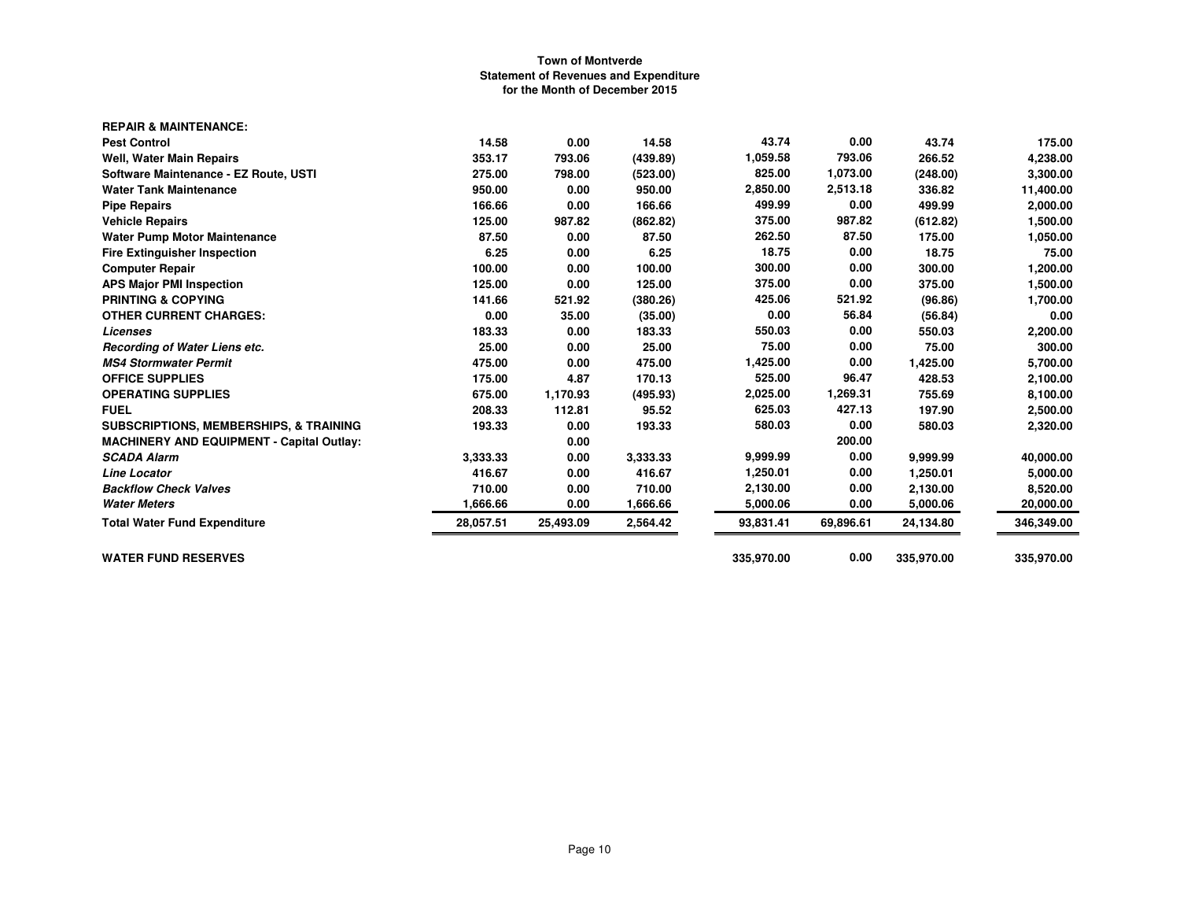**Town of Montverde**
**Statement of Revenues and Expenditure**
**for the Month of December 2015**

| | | | | | | | |
|---|---|---|---|---|---|---|---|
| **REPAIR & MAINTENANCE:** | | | | | | | |
| **Pest Control** | 14.58 | 0.00 | 14.58 | 43.74 | 0.00 | 43.74 | 175.00 |
| **Well, Water Main Repairs** | 353.17 | 793.06 | (439.89) | 1,059.58 | 793.06 | 266.52 | 4,238.00 |
| **Software Maintenance - EZ Route, USTI** | 275.00 | 798.00 | (523.00) | 825.00 | 1,073.00 | (248.00) | 3,300.00 |
| **Water Tank Maintenance** | 950.00 | 0.00 | 950.00 | 2,850.00 | 2,513.18 | 336.82 | 11,400.00 |
| **Pipe Repairs** | 166.66 | 0.00 | 166.66 | 499.99 | 0.00 | 499.99 | 2,000.00 |
| **Vehicle Repairs** | 125.00 | 987.82 | (862.82) | 375.00 | 987.82 | (612.82) | 1,500.00 |
| **Water Pump Motor Maintenance** | 87.50 | 0.00 | 87.50 | 262.50 | 87.50 | 175.00 | 1,050.00 |
| **Fire Extinguisher Inspection** | 6.25 | 0.00 | 6.25 | 18.75 | 0.00 | 18.75 | 75.00 |
| **Computer Repair** | 100.00 | 0.00 | 100.00 | 300.00 | 0.00 | 300.00 | 1,200.00 |
| **APS Major PMI Inspection** | 125.00 | 0.00 | 125.00 | 375.00 | 0.00 | 375.00 | 1,500.00 |
| **PRINTING & COPYING** | 141.66 | 521.92 | (380.26) | 425.06 | 521.92 | (96.86) | 1,700.00 |
| **OTHER CURRENT CHARGES:** | 0.00 | 35.00 | (35.00) | 0.00 | 56.84 | (56.84) | 0.00 |
| ***Licenses*** | 183.33 | 0.00 | 183.33 | 550.03 | 0.00 | 550.03 | 2,200.00 |
| ***Recording of Water Liens etc.*** | 25.00 | 0.00 | 25.00 | 75.00 | 0.00 | 75.00 | 300.00 |
| ***MS4 Stormwater Permit*** | 475.00 | 0.00 | 475.00 | 1,425.00 | 0.00 | 1,425.00 | 5,700.00 |
| **OFFICE SUPPLIES** | 175.00 | 4.87 | 170.13 | 525.00 | 96.47 | 428.53 | 2,100.00 |
| **OPERATING SUPPLIES** | 675.00 | 1,170.93 | (495.93) | 2,025.00 | 1,269.31 | 755.69 | 8,100.00 |
| **FUEL** | 208.33 | 112.81 | 95.52 | 625.03 | 427.13 | 197.90 | 2,500.00 |
| **SUBSCRIPTIONS, MEMBERSHIPS, & TRAINING** | 193.33 | 0.00 | 193.33 | 580.03 | 0.00 | 580.03 | 2,320.00 |
| **MACHINERY AND EQUIPMENT - Capital Outlay:** | | 0.00 | | | 200.00 | | |
| ***SCADA Alarm*** | 3,333.33 | 0.00 | 3,333.33 | 9,999.99 | 0.00 | 9,999.99 | 40,000.00 |
| ***Line Locator*** | 416.67 | 0.00 | 416.67 | 1,250.01 | 0.00 | 1,250.01 | 5,000.00 |
| ***Backflow Check Valves*** | 710.00 | 0.00 | 710.00 | 2,130.00 | 0.00 | 2,130.00 | 8,520.00 |
| ***Water Meters*** | 1,666.66 | 0.00 | 1,666.66 | 5,000.06 | 0.00 | 5,000.06 | 20,000.00 |
| **Total Water Fund Expenditure** | 28,057.51 | 25,493.09 | 2,564.42 | 93,831.41 | 69,896.61 | 24,134.80 | 346,349.00 |
| | | | | | | | |
| **WATER FUND RESERVES** | | | | 335,970.00 | 0.00 | 335,970.00 | 335,970.00 |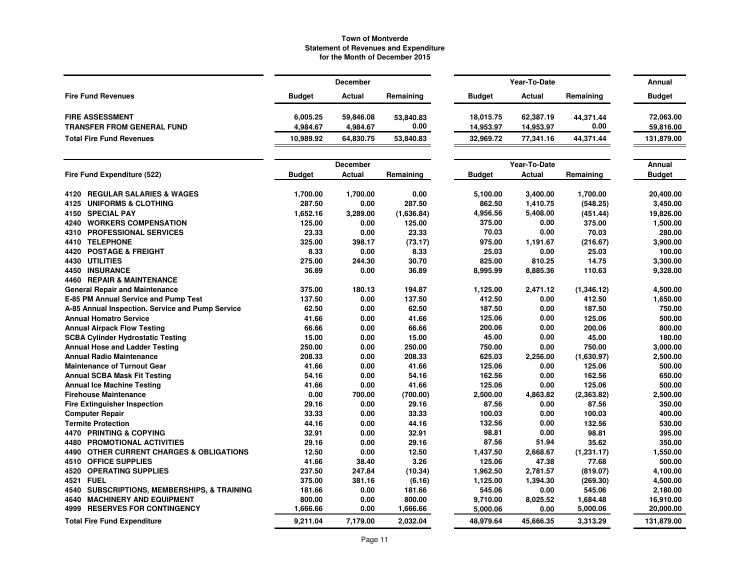# Town of Montverde
## Statement of Revenues and Expenditure
### for the Month of December 2015

| | December | | | Year-To-Date | | | Annual |
|---|---|---|---|---|---|---|---|
| **Fire Fund Revenues** | **Budget** | **Actual** | **Remaining** | **Budget** | **Actual** | **Remaining** | **Budget** |
| FIRE ASSESSMENT | 6,005.25 | 59,846.08 | 53,840.83 | 18,015.75 | 62,387.19 | 44,371.44 | 72,063.00 |
| TRANSFER FROM GENERAL FUND | 4,984.67 | 4,984.67 | 0.00 | 14,953.97 | 14,953.97 | 0.00 | 59,816.00 |
| **Total Fire Fund Revenues** | 10,989.92 | 64,830.75 | 53,840.83 | 32,969.72 | 77,341.16 | 44,371.44 | 131,879.00 |

| | December | | | Year-To-Date | | | Annual |
|---|---|---|---|---|---|---|---|
| **Fire Fund Expenditure (522)** | **Budget** | **Actual** | **Remaining** | **Budget** | **Actual** | **Remaining** | **Budget** |
| 4120 REGULAR SALARIES & WAGES | 1,700.00 | 1,700.00 | 0.00 | 5,100.00 | 3,400.00 | 1,700.00 | 20,400.00 |
| 4125 UNIFORMS & CLOTHING | 287.50 | 0.00 | 287.50 | 862.50 | 1,410.75 | (548.25) | 3,450.00 |
| 4150 SPECIAL PAY | 1,652.16 | 3,289.00 | (1,636.84) | 4,956.56 | 5,408.00 | (451.44) | 19,826.00 |
| 4240 WORKERS COMPENSATION | 125.00 | 0.00 | 125.00 | 375.00 | 0.00 | 375.00 | 1,500.00 |
| 4310 PROFESSIONAL SERVICES | 23.33 | 0.00 | 23.33 | 70.03 | 0.00 | 70.03 | 280.00 |
| 4410 TELEPHONE | 325.00 | 398.17 | (73.17) | 975.00 | 1,191.67 | (216.67) | 3,900.00 |
| 4420 POSTAGE & FREIGHT | 8.33 | 0.00 | 8.33 | 25.03 | 0.00 | 25.03 | 100.00 |
| 4430 UTILITIES | 275.00 | 244.30 | 30.70 | 825.00 | 810.25 | 14.75 | 3,300.00 |
| 4450 INSURANCE | 36.89 | 0.00 | 36.89 | 8,995.99 | 8,885.36 | 110.63 | 9,328.00 |
| 4460 REPAIR & MAINTENANCE | | | | | | | |
| General Repair and Maintenance | 375.00 | 180.13 | 194.87 | 1,125.00 | 2,471.12 | (1,346.12) | 4,500.00 |
| E-85 PM Annual Service and Pump Test | 137.50 | 0.00 | 137.50 | 412.50 | 0.00 | 412.50 | 1,650.00 |
| A-85 Annual Inspection. Service and Pump Service | 62.50 | 0.00 | 62.50 | 187.50 | 0.00 | 187.50 | 750.00 |
| Annual Homatro Service | 41.66 | 0.00 | 41.66 | 125.06 | 0.00 | 125.06 | 500.00 |
| Annual Airpack Flow Testing | 66.66 | 0.00 | 66.66 | 200.06 | 0.00 | 200.06 | 800.00 |
| SCBA Cylinder Hydrostatic Testing | 15.00 | 0.00 | 15.00 | 45.00 | 0.00 | 45.00 | 180.00 |
| Annual Hose and Ladder Testing | 250.00 | 0.00 | 250.00 | 750.00 | 0.00 | 750.00 | 3,000.00 |
| Annual Radio Maintenance | 208.33 | 0.00 | 208.33 | 625.03 | 2,256.00 | (1,630.97) | 2,500.00 |
| Maintenance of Turnout Gear | 41.66 | 0.00 | 41.66 | 125.06 | 0.00 | 125.06 | 500.00 |
| Annual SCBA Mask Fit Testing | 54.16 | 0.00 | 54.16 | 162.56 | 0.00 | 162.56 | 650.00 |
| Annual Ice Machine Testing | 41.66 | 0.00 | 41.66 | 125.06 | 0.00 | 125.06 | 500.00 |
| Firehouse Maintenance | 0.00 | 700.00 | (700.00) | 2,500.00 | 4,863.82 | (2,363.82) | 2,500.00 |
| Fire Extinguisher Inspection | 29.16 | 0.00 | 29.16 | 87.56 | 0.00 | 87.56 | 350.00 |
| Computer Repair | 33.33 | 0.00 | 33.33 | 100.03 | 0.00 | 100.03 | 400.00 |
| Termite Protection | 44.16 | 0.00 | 44.16 | 132.56 | 0.00 | 132.56 | 530.00 |
| 4470 PRINTING & COPYING | 32.91 | 0.00 | 32.91 | 98.81 | 0.00 | 98.81 | 395.00 |
| 4480 PROMOTIONAL ACTIVITIES | 29.16 | 0.00 | 29.16 | 87.56 | 51.94 | 35.62 | 350.00 |
| 4490 OTHER CURRENT CHARGES & OBLIGATIONS | 12.50 | 0.00 | 12.50 | 1,437.50 | 2,668.67 | (1,231.17) | 1,550.00 |
| 4510 OFFICE SUPPLIES | 41.66 | 38.40 | 3.26 | 125.06 | 47.38 | 77.68 | 500.00 |
| 4520 OPERATING SUPPLIES | 237.50 | 247.84 | (10.34) | 1,962.50 | 2,781.57 | (819.07) | 4,100.00 |
| 4521 FUEL | 375.00 | 381.16 | (6.16) | 1,125.00 | 1,394.30 | (269.30) | 4,500.00 |
| 4540 SUBSCRIPTIONS, MEMBERSHIPS, & TRAINING | 181.66 | 0.00 | 181.66 | 545.06 | 0.00 | 545.06 | 2,180.00 |
| 4640 MACHINERY AND EQUIPMENT | 800.00 | 0.00 | 800.00 | 9,710.00 | 8,025.52 | 1,684.48 | 16,910.00 |
| 4999 RESERVES FOR CONTINGENCY | 1,666.66 | 0.00 | 1,666.66 | 5,000.06 | 0.00 | 5,000.06 | 20,000.00 |
| **Total Fire Fund Expenditure** | 9,211.04 | 7,179.00 | 2,032.04 | 48,979.64 | 45,666.35 | 3,313.29 | 131,879.00 |